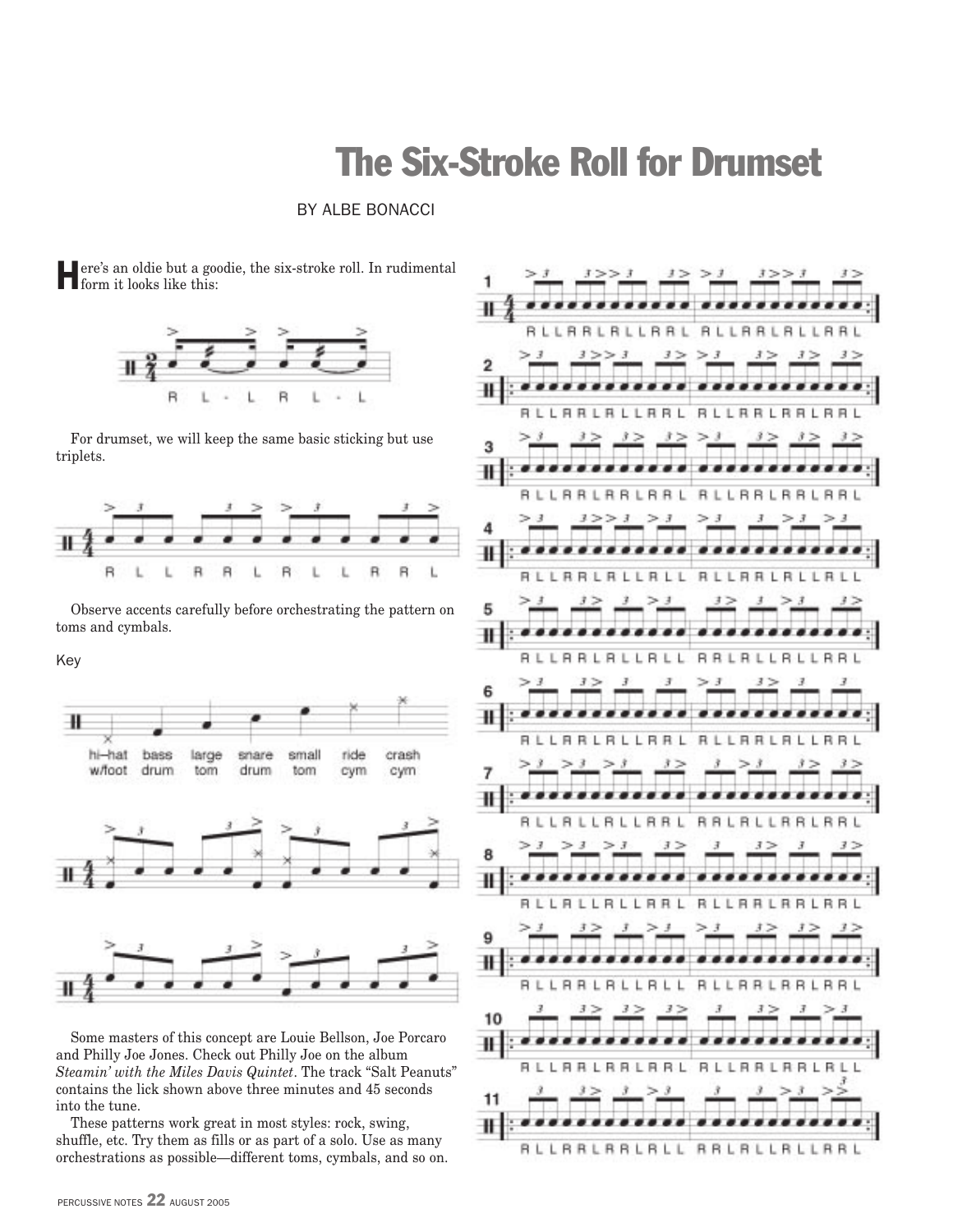# The Six-Stroke Roll for Drumset

BY ALBE BONACCI

Here's an oldie but a goodie, the six-stroke roll. In rudimental form it looks like this:

R L - L R L - L

For drumset, we will keep the same basic sticking but use triplets.

R L L R R L R L L R R L

Observe accents carefully before orchestrating the pattern on toms and cymbals.

Key

hi-hat w/foot, bass drum, large tom, snare drum, small tom, ride cym, crash cym

Some masters of this concept are Louie Bellson, Joe Porcaro and Philly Joe Jones. Check out Philly Joe on the album *Steamin' with the Miles Davis Quintet*. The track "Salt Peanuts" contains the lick shown above three minutes and 45 seconds into the tune.

These patterns work great in most styles: rock, swing, shuffle, etc. Try them as fills or as part of a solo. Use as many orchestrations as possible—different toms, cymbals, and so on.

1. R L L R R L R L L R R L | R L L R R L R L L R R L
2. R L L R R L R L L R R L | R L L R R L R R L R R L
3. R L L R R L R R L R R L | R L L R R L R R L R R L
4. R L L R R L R L L R L L | R L L R R L R L L R L L
5. R L L R R L R L L R L L | R R L R L L R L L R R L
6. R L L R R L R L L R R L | R L L R R L R L L R R L
7. R L L R L L R L L R R L | R R L R L L R R L R R L
8. R L L R L L R L L R R L | R L L R R L R R L R R L
9. R L L R R L R L L R L L | R L L R R L R R L R R L
10. R L L R R L R R L R R L | R L L R R L R R L R L L
11. R L L R R L R R L R L L | R R L R L L R L L R R L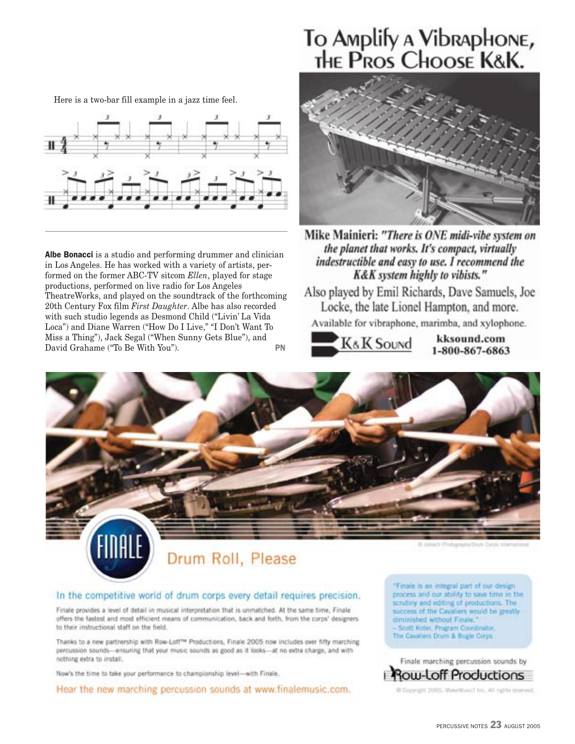Here is a two-bar fill example in a jazz time feel.

**Albe Bonacci** is a studio and performing drummer and clinician in Los Angeles. He has worked with a variety of artists, performed on the former ABC-TV sitcom *Ellen*, played for stage productions, performed on live radio for Los Angeles TheatreWorks, and played on the soundtrack of the forthcoming 20th Century Fox film *First Daughter*. Albe has also recorded with such studio legends as Desmond Child ("Livin' La Vida Loca") and Diane Warren ("How Do I Live," "I Don't Want To Miss a Thing"), Jack Segal ("When Sunny Gets Blue"), and David Grahame ("To Be With You"). **PN**

# To Amplify a Vibraphone, the Pros Choose K&K.

**Mike Mainieri:** ***"There is ONE midi-vibe system on the planet that works. It's compact, virtually indestructible and easy to use. I recommend the K&K system highly to vibists."***

Also played by Emil Richards, Dave Samuels, Joe Locke, the late Lionel Hampton, and more.

Available for vibraphone, marimba, and xylophone.

K&K Sound

**kksound.com**
**1-800-867-6863**

© Jolesch Photography/Drum Corps International

FINALE

## Drum Roll, Please

In the competitive world of drum corps every detail requires precision.

Finale provides a level of detail in musical interpretation that is unmatched. At the same time, Finale offers the fastest and most efficient means of communication, back and forth, from the corps' designers to their instructional staff on the field.

Thanks to a new partnership with Row-Loff™ Productions, Finale 2005 now includes over fifty marching percussion sounds—ensuring that your music sounds as good as it looks—at no extra charge, and with nothing extra to install.

Now's the time to take your performance to championship level—with Finale.

Hear the new marching percussion sounds at www.finalemusic.com.

"Finale is an integral part of our design process and our ability to save time in the scrutiny and editing of productions. The success of the Cavaliers would be greatly diminished without Finale."
– Scott Koter, Program Coordinator,
The Cavaliers Drum & Bugle Corps

Finale marching percussion sounds by
Row-Loff Productions

© Copyright 2005, MakeMusic! Inc. All rights reserved.